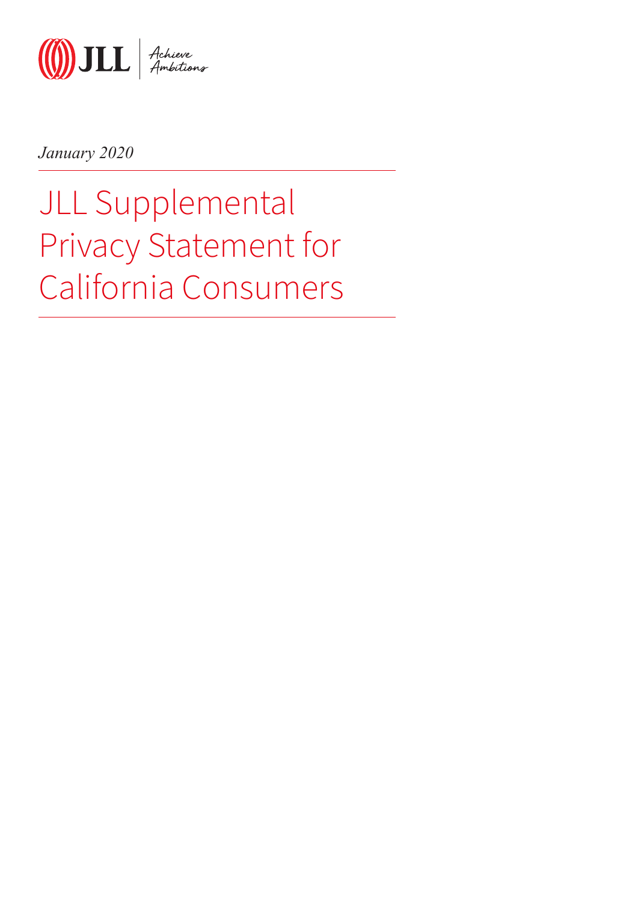JLL | Achieve Ambitions

*January 2020*

# JLL Supplemental Privacy Statement for California Consumers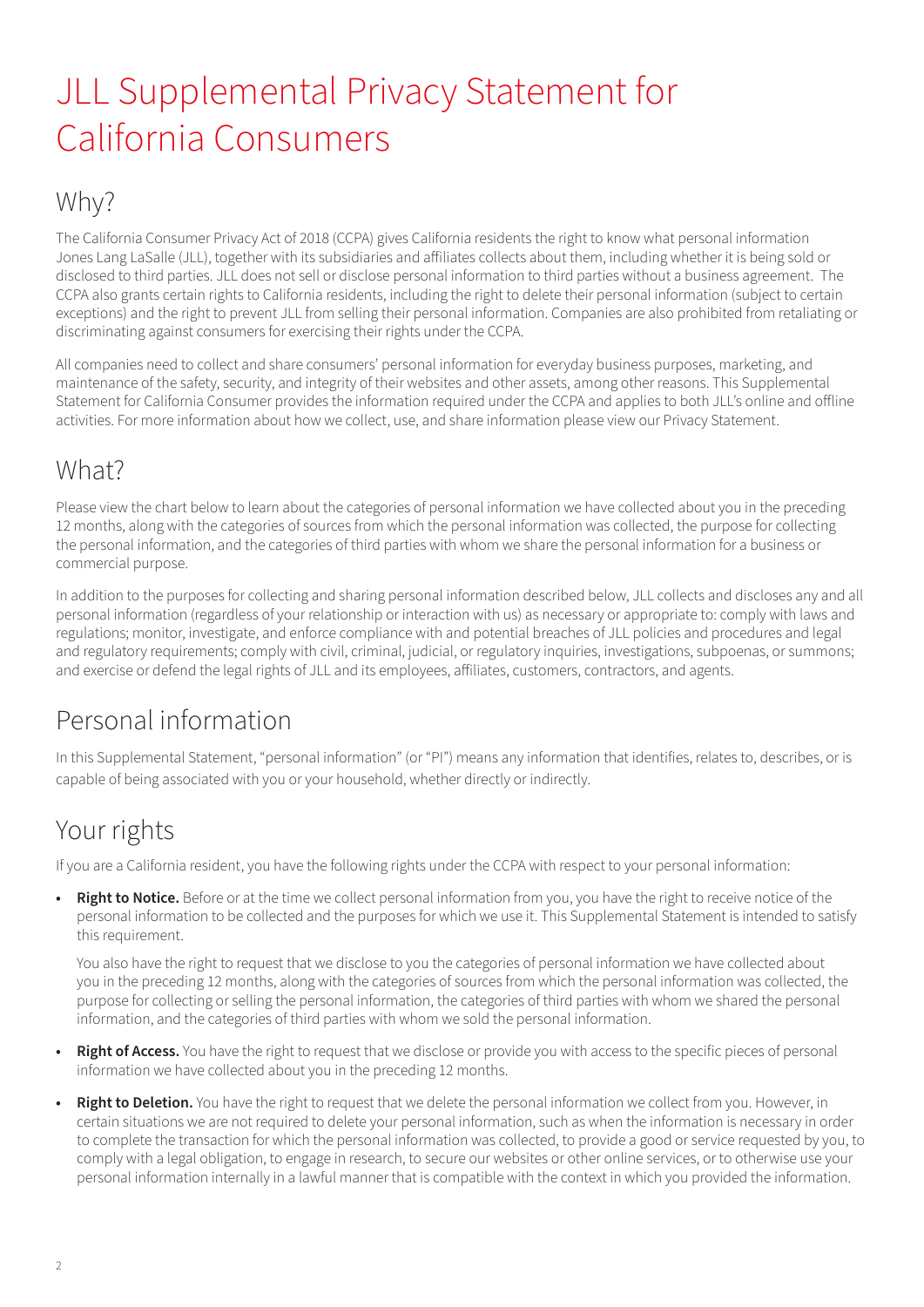# JLL Supplemental Privacy Statement for California Consumers

## Why?

The California Consumer Privacy Act of 2018 (CCPA) gives California residents the right to know what personal information Jones Lang LaSalle (JLL), together with its subsidiaries and affiliates collects about them, including whether it is being sold or disclosed to third parties. JLL does not sell or disclose personal information to third parties without a business agreement. The CCPA also grants certain rights to California residents, including the right to delete their personal information (subject to certain exceptions) and the right to prevent JLL from selling their personal information. Companies are also prohibited from retaliating or discriminating against consumers for exercising their rights under the CCPA.

All companies need to collect and share consumers' personal information for everyday business purposes, marketing, and maintenance of the safety, security, and integrity of their websites and other assets, among other reasons. This Supplemental Statement for California Consumer provides the information required under the CCPA and applies to both JLL's online and offline activities. For more information about how we collect, use, and share information please view our Privacy Statement.

## What?

Please view the chart below to learn about the categories of personal information we have collected about you in the preceding 12 months, along with the categories of sources from which the personal information was collected, the purpose for collecting the personal information, and the categories of third parties with whom we share the personal information for a business or commercial purpose.

In addition to the purposes for collecting and sharing personal information described below, JLL collects and discloses any and all personal information (regardless of your relationship or interaction with us) as necessary or appropriate to: comply with laws and regulations; monitor, investigate, and enforce compliance with and potential breaches of JLL policies and procedures and legal and regulatory requirements; comply with civil, criminal, judicial, or regulatory inquiries, investigations, subpoenas, or summons; and exercise or defend the legal rights of JLL and its employees, affiliates, customers, contractors, and agents.

## Personal information

In this Supplemental Statement, "personal information" (or "PI") means any information that identifies, relates to, describes, or is capable of being associated with you or your household, whether directly or indirectly.

## Your rights

If you are a California resident, you have the following rights under the CCPA with respect to your personal information:

- **Right to Notice.** Before or at the time we collect personal information from you, you have the right to receive notice of the personal information to be collected and the purposes for which we use it. This Supplemental Statement is intended to satisfy this requirement.

  You also have the right to request that we disclose to you the categories of personal information we have collected about you in the preceding 12 months, along with the categories of sources from which the personal information was collected, the purpose for collecting or selling the personal information, the categories of third parties with whom we shared the personal information, and the categories of third parties with whom we sold the personal information.

- **Right of Access.** You have the right to request that we disclose or provide you with access to the specific pieces of personal information we have collected about you in the preceding 12 months.

- **Right to Deletion.** You have the right to request that we delete the personal information we collect from you. However, in certain situations we are not required to delete your personal information, such as when the information is necessary in order to complete the transaction for which the personal information was collected, to provide a good or service requested by you, to comply with a legal obligation, to engage in research, to secure our websites or other online services, or to otherwise use your personal information internally in a lawful manner that is compatible with the context in which you provided the information.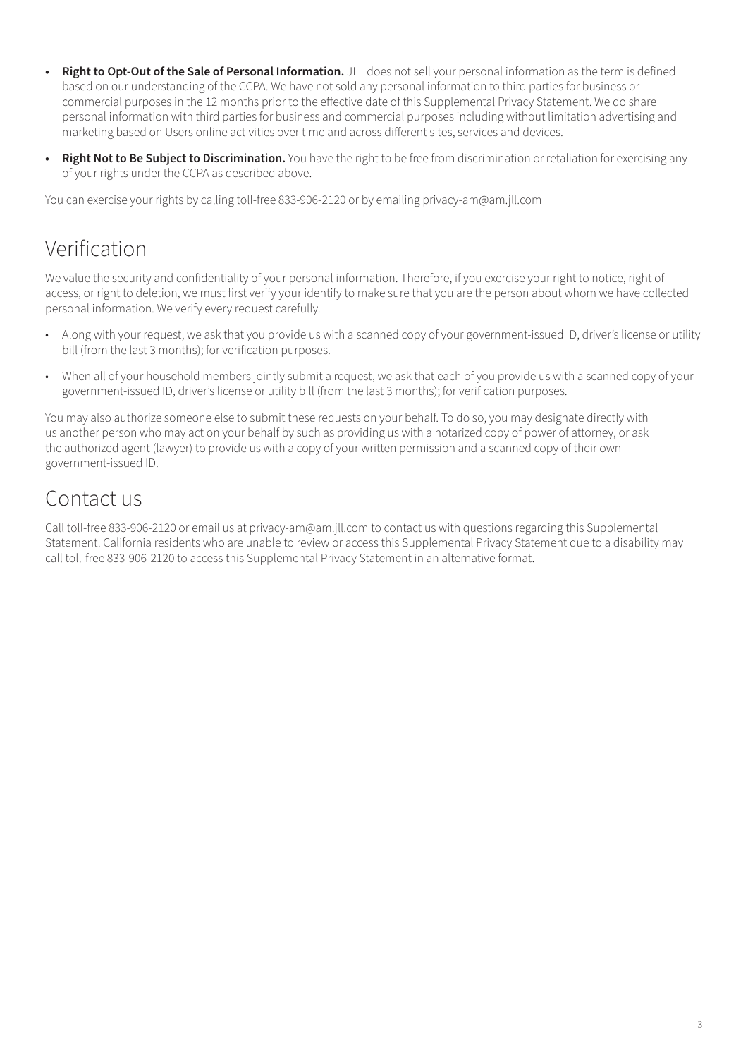- **Right to Opt-Out of the Sale of Personal Information.** JLL does not sell your personal information as the term is defined based on our understanding of the CCPA. We have not sold any personal information to third parties for business or commercial purposes in the 12 months prior to the effective date of this Supplemental Privacy Statement. We do share personal information with third parties for business and commercial purposes including without limitation advertising and marketing based on Users online activities over time and across different sites, services and devices.
- **Right Not to Be Subject to Discrimination.** You have the right to be free from discrimination or retaliation for exercising any of your rights under the CCPA as described above.

You can exercise your rights by calling toll-free 833-906-2120 or by emailing privacy-am@am.jll.com

## Verification

We value the security and confidentiality of your personal information. Therefore, if you exercise your right to notice, right of access, or right to deletion, we must first verify your identify to make sure that you are the person about whom we have collected personal information. We verify every request carefully.

- Along with your request, we ask that you provide us with a scanned copy of your government-issued ID, driver's license or utility bill (from the last 3 months); for verification purposes.
- When all of your household members jointly submit a request, we ask that each of you provide us with a scanned copy of your government-issued ID, driver's license or utility bill (from the last 3 months); for verification purposes.

You may also authorize someone else to submit these requests on your behalf. To do so, you may designate directly with us another person who may act on your behalf by such as providing us with a notarized copy of power of attorney, or ask the authorized agent (lawyer) to provide us with a copy of your written permission and a scanned copy of their own government-issued ID.

## Contact us

Call toll-free 833-906-2120 or email us at privacy-am@am.jll.com to contact us with questions regarding this Supplemental Statement. California residents who are unable to review or access this Supplemental Privacy Statement due to a disability may call toll-free 833-906-2120 to access this Supplemental Privacy Statement in an alternative format.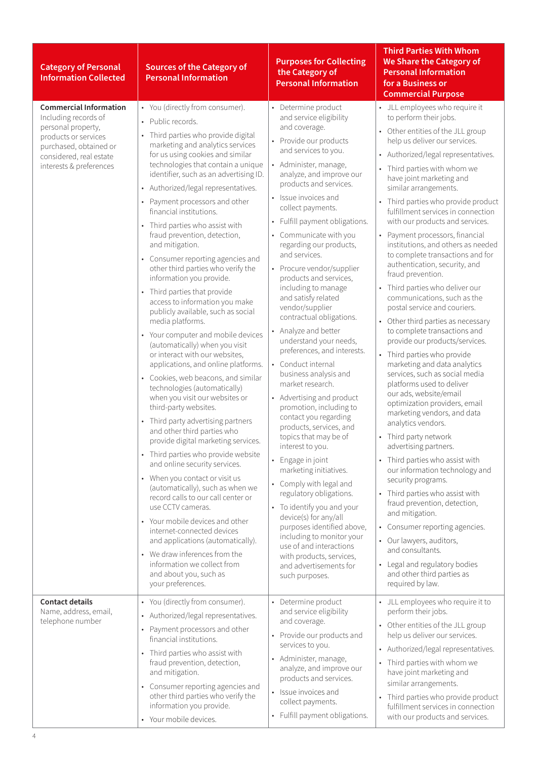| Category of Personal Information Collected | Sources of the Category of Personal Information | Purposes for Collecting the Category of Personal Information | Third Parties With Whom We Share the Category of Personal Information for a Business or Commercial Purpose |
|---|---|---|---|
| **Commercial Information** Including records of personal property, products or services purchased, obtained or considered, real estate interests & preferences | • You (directly from consumer).<br>• Public records.<br>• Third parties who provide digital marketing and analytics services for us using cookies and similar technologies that contain a unique identifier, such as an advertising ID.<br>• Authorized/legal representatives.<br>• Payment processors and other financial institutions.<br>• Third parties who assist with fraud prevention, detection, and mitigation.<br>• Consumer reporting agencies and other third parties who verify the information you provide.<br>• Third parties that provide access to information you make publicly available, such as social media platforms.<br>• Your computer and mobile devices (automatically) when you visit or interact with our websites, applications, and online platforms.<br>• Cookies, web beacons, and similar technologies (automatically) when you visit our websites or third-party websites.<br>• Third party advertising partners and other third parties who provide digital marketing services.<br>• Third parties who provide website and online security services.<br>• When you contact or visit us (automatically), such as when we record calls to our call center or use CCTV cameras.<br>• Your mobile devices and other internet-connected devices and applications (automatically).<br>• We draw inferences from the information we collect from and about you, such as your preferences. | • Determine product and service eligibility and coverage.<br>• Provide our products and services to you.<br>• Administer, manage, analyze, and improve our products and services.<br>• Issue invoices and collect payments.<br>• Fulfill payment obligations.<br>• Communicate with you regarding our products, and services.<br>• Procure vendor/supplier products and services, including to manage and satisfy related vendor/supplier contractual obligations.<br>• Analyze and better understand your needs, preferences, and interests.<br>• Conduct internal business analysis and market research.<br>• Advertising and product promotion, including to contact you regarding products, services, and topics that may be of interest to you.<br>• Engage in joint marketing initiatives.<br>• Comply with legal and regulatory obligations.<br>• To identify you and your device(s) for any/all purposes identified above, including to monitor your use of and interactions with products, services, and advertisements for such purposes. | • JLL employees who require it to perform their jobs.<br>• Other entities of the JLL group help us deliver our services.<br>• Authorized/legal representatives.<br>• Third parties with whom we have joint marketing and similar arrangements.<br>• Third parties who provide product fulfillment services in connection with our products and services.<br>• Payment processors, financial institutions, and others as needed to complete transactions and for authentication, security, and fraud prevention.<br>• Third parties who deliver our communications, such as the postal service and couriers.<br>• Other third parties as necessary to complete transactions and provide our products/services.<br>• Third parties who provide marketing and data analytics services, such as social media platforms used to deliver our ads, website/email optimization providers, email marketing vendors, and data analytics vendors.<br>• Third party network advertising partners.<br>• Third parties who assist with our information technology and security programs.<br>• Third parties who assist with fraud prevention, detection, and mitigation.<br>• Consumer reporting agencies.<br>• Our lawyers, auditors, and consultants.<br>• Legal and regulatory bodies and other third parties as required by law. |
| **Contact details** Name, address, email, telephone number | • You (directly from consumer).<br>• Authorized/legal representatives.<br>• Payment processors and other financial institutions.<br>• Third parties who assist with fraud prevention, detection, and mitigation.<br>• Consumer reporting agencies and other third parties who verify the information you provide.<br>• Your mobile devices. | • Determine product and service eligibility and coverage.<br>• Provide our products and services to you.<br>• Administer, manage, analyze, and improve our products and services.<br>• Issue invoices and collect payments.<br>• Fulfill payment obligations. | • JLL employees who require it to perform their jobs.<br>• Other entities of the JLL group help us deliver our services.<br>• Authorized/legal representatives.<br>• Third parties with whom we have joint marketing and similar arrangements.<br>• Third parties who provide product fulfillment services in connection with our products and services. |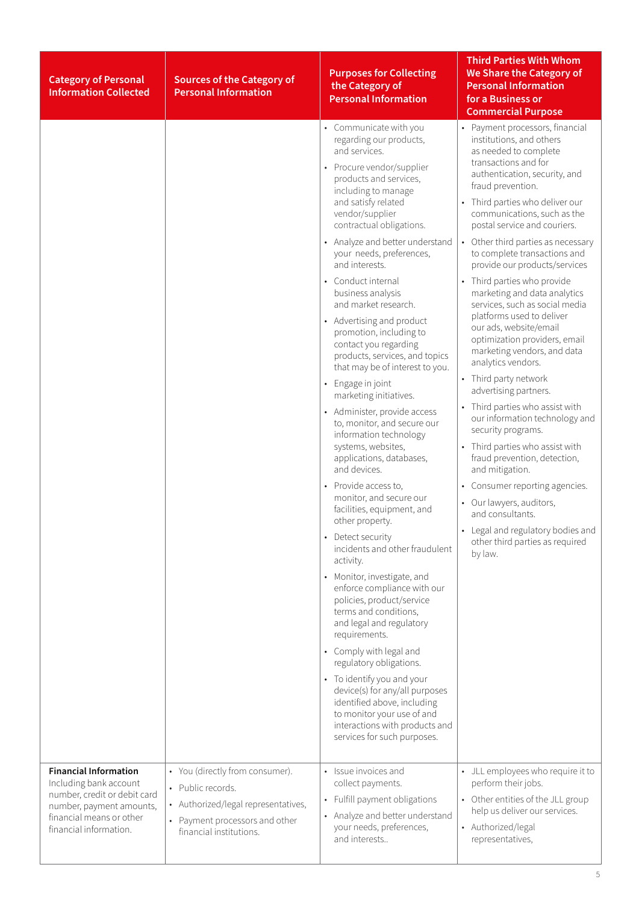| Category of Personal Information Collected | Sources of the Category of Personal Information | Purposes for Collecting the Category of Personal Information | Third Parties With Whom We Share the Category of Personal Information for a Business or Commercial Purpose |
|---|---|---|---|
| | | • Communicate with you regarding our products, and services.<br>• Procure vendor/supplier products and services, including to manage and satisfy related vendor/supplier contractual obligations.<br>• Analyze and better understand your needs, preferences, and interests.<br>• Conduct internal business analysis and market research.<br>• Advertising and product promotion, including to contact you regarding products, services, and topics that may be of interest to you.<br>• Engage in joint marketing initiatives.<br>• Administer, provide access to, monitor, and secure our information technology systems, websites, applications, databases, and devices.<br>• Provide access to, monitor, and secure our facilities, equipment, and other property.<br>• Detect security incidents and other fraudulent activity.<br>• Monitor, investigate, and enforce compliance with our policies, product/service terms and conditions, and legal and regulatory requirements.<br>• Comply with legal and regulatory obligations.<br>• To identify you and your device(s) for any/all purposes identified above, including to monitor your use of and interactions with products and services for such purposes. | • Payment processors, financial institutions, and others as needed to complete transactions and for authentication, security, and fraud prevention.<br>• Third parties who deliver our communications, such as the postal service and couriers.<br>• Other third parties as necessary to complete transactions and provide our products/services<br>• Third parties who provide marketing and data analytics services, such as social media platforms used to deliver our ads, website/email optimization providers, email marketing vendors, and data analytics vendors.<br>• Third party network advertising partners.<br>• Third parties who assist with our information technology and security programs.<br>• Third parties who assist with fraud prevention, detection, and mitigation.<br>• Consumer reporting agencies.<br>• Our lawyers, auditors, and consultants.<br>• Legal and regulatory bodies and other third parties as required by law. |
| **Financial Information** Including bank account number, credit or debit card number, payment amounts, financial means or other financial information. | • You (directly from consumer).<br>• Public records.<br>• Authorized/legal representatives,<br>• Payment processors and other financial institutions. | • Issue invoices and collect payments.<br>• Fulfill payment obligations<br>• Analyze and better understand your needs, preferences, and interests.. | • JLL employees who require it to perform their jobs.<br>• Other entities of the JLL group help us deliver our services.<br>• Authorized/legal representatives, |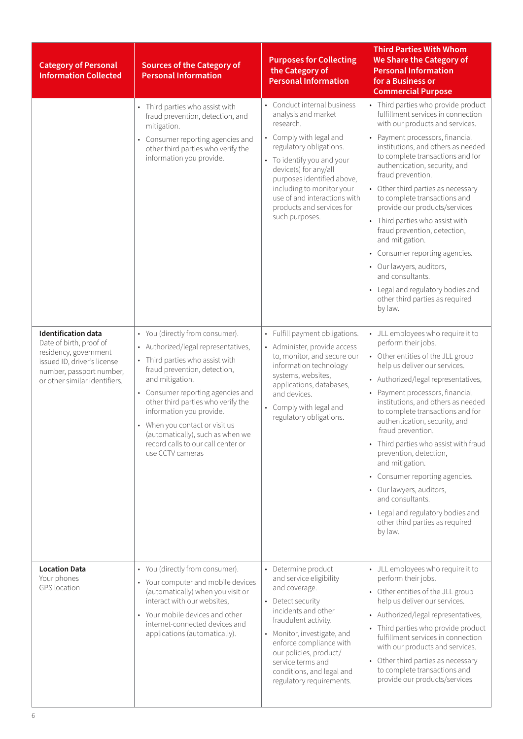| Category of Personal Information Collected | Sources of the Category of Personal Information | Purposes for Collecting the Category of Personal Information | Third Parties With Whom We Share the Category of Personal Information for a Business or Commercial Purpose |
|---|---|---|---|
| | • Third parties who assist with fraud prevention, detection, and mitigation.<br>• Consumer reporting agencies and other third parties who verify the information you provide. | • Conduct internal business analysis and market research.<br>• Comply with legal and regulatory obligations.<br>• To identify you and your device(s) for any/all purposes identified above, including to monitor your use of and interactions with products and services for such purposes. | • Third parties who provide product fulfillment services in connection with our products and services.<br>• Payment processors, financial institutions, and others as needed to complete transactions and for authentication, security, and fraud prevention.<br>• Other third parties as necessary to complete transactions and provide our products/services<br>• Third parties who assist with fraud prevention, detection, and mitigation.<br>• Consumer reporting agencies.<br>• Our lawyers, auditors, and consultants.<br>• Legal and regulatory bodies and other third parties as required by law. |
| **Identification data**<br>Date of birth, proof of residency, government issued ID, driver's license number, passport number, or other similar identifiers. | • You (directly from consumer).<br>• Authorized/legal representatives,<br>• Third parties who assist with fraud prevention, detection, and mitigation.<br>• Consumer reporting agencies and other third parties who verify the information you provide.<br>• When you contact or visit us (automatically), such as when we record calls to our call center or use CCTV cameras | • Fulfill payment obligations.<br>• Administer, provide access to, monitor, and secure our information technology systems, websites, applications, databases, and devices.<br>• Comply with legal and regulatory obligations. | • JLL employees who require it to perform their jobs.<br>• Other entities of the JLL group help us deliver our services.<br>• Authorized/legal representatives,<br>• Payment processors, financial institutions, and others as needed to complete transactions and for authentication, security, and fraud prevention.<br>• Third parties who assist with fraud prevention, detection, and mitigation.<br>• Consumer reporting agencies.<br>• Our lawyers, auditors, and consultants.<br>• Legal and regulatory bodies and other third parties as required by law. |
| **Location Data**<br>Your phones GPS location | • You (directly from consumer).<br>• Your computer and mobile devices (automatically) when you visit or interact with our websites,<br>• Your mobile devices and other internet-connected devices and applications (automatically). | • Determine product and service eligibility and coverage.<br>• Detect security incidents and other fraudulent activity.<br>• Monitor, investigate, and enforce compliance with our policies, product/service terms and conditions, and legal and regulatory requirements. | • JLL employees who require it to perform their jobs.<br>• Other entities of the JLL group help us deliver our services.<br>• Authorized/legal representatives,<br>• Third parties who provide product fulfillment services in connection with our products and services.<br>• Other third parties as necessary to complete transactions and provide our products/services |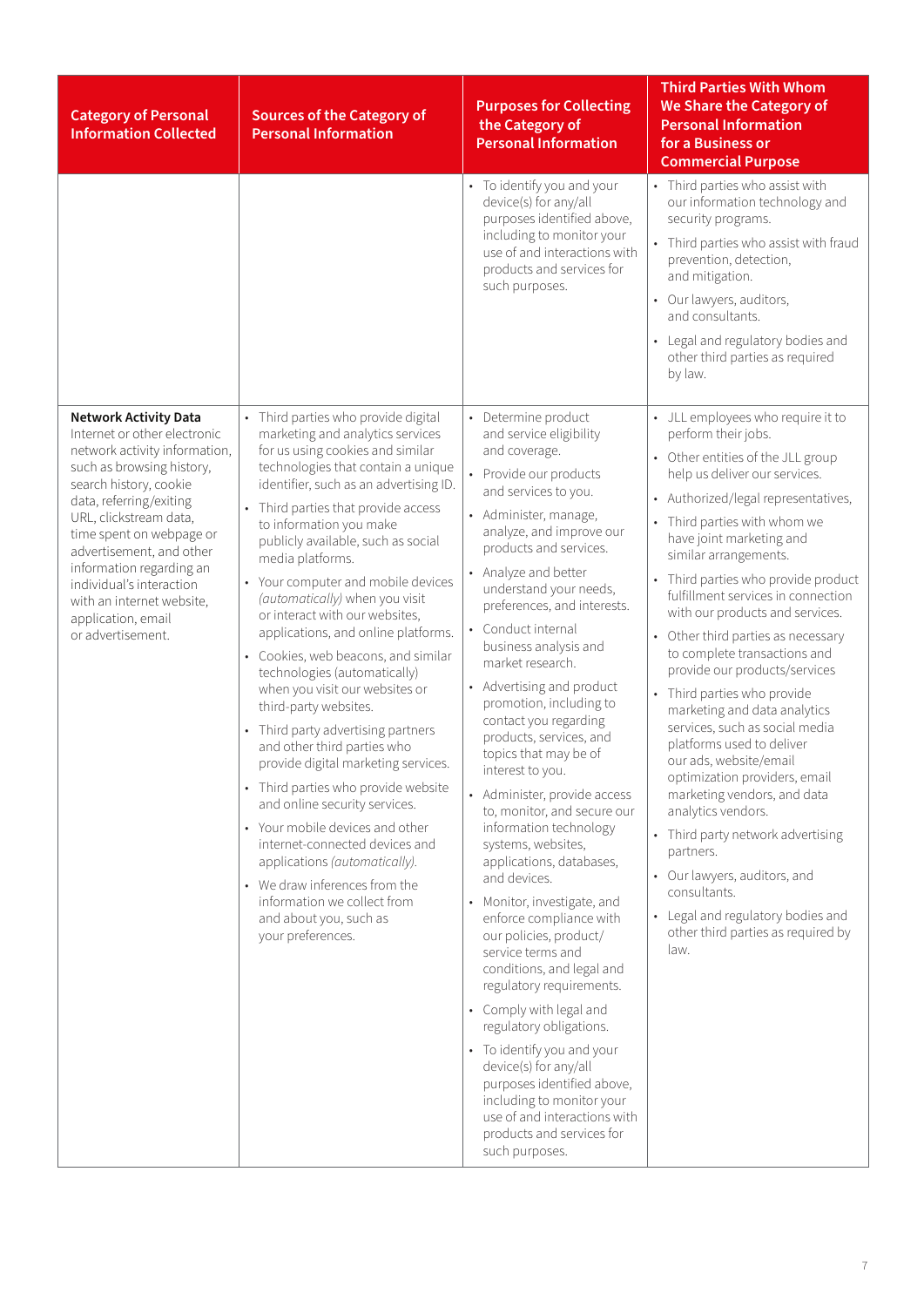| Category of Personal Information Collected | Sources of the Category of Personal Information | Purposes for Collecting the Category of Personal Information | Third Parties With Whom We Share the Category of Personal Information for a Business or Commercial Purpose |
|---|---|---|---|
| | | • To identify you and your device(s) for any/all purposes identified above, including to monitor your use of and interactions with products and services for such purposes. | • Third parties who assist with our information technology and security programs.<br>• Third parties who assist with fraud prevention, detection, and mitigation.<br>• Our lawyers, auditors, and consultants.<br>• Legal and regulatory bodies and other third parties as required by law. |
| **Network Activity Data**<br>Internet or other electronic network activity information, such as browsing history, search history, cookie data, referring/exiting URL, clickstream data, time spent on webpage or advertisement, and other information regarding an individual's interaction with an internet website, application, email or advertisement. | • Third parties who provide digital marketing and analytics services for us using cookies and similar technologies that contain a unique identifier, such as an advertising ID.<br>• Third parties that provide access to information you make publicly available, such as social media platforms.<br>• Your computer and mobile devices *(automatically)* when you visit or interact with our websites, applications, and online platforms.<br>• Cookies, web beacons, and similar technologies (automatically) when you visit our websites or third-party websites.<br>• Third party advertising partners and other third parties who provide digital marketing services.<br>• Third parties who provide website and online security services.<br>• Your mobile devices and other internet-connected devices and applications *(automatically).*<br>• We draw inferences from the information we collect from and about you, such as your preferences. | • Determine product and service eligibility and coverage.<br>• Provide our products and services to you.<br>• Administer, manage, analyze, and improve our products and services.<br>• Analyze and better understand your needs, preferences, and interests.<br>• Conduct internal business analysis and market research.<br>• Advertising and product promotion, including to contact you regarding products, services, and topics that may be of interest to you.<br>• Administer, provide access to, monitor, and secure our information technology systems, websites, applications, databases, and devices.<br>• Monitor, investigate, and enforce compliance with our policies, product/service terms and conditions, and legal and regulatory requirements.<br>• Comply with legal and regulatory obligations.<br>• To identify you and your device(s) for any/all purposes identified above, including to monitor your use of and interactions with products and services for such purposes. | • JLL employees who require it to perform their jobs.<br>• Other entities of the JLL group help us deliver our services.<br>• Authorized/legal representatives,<br>• Third parties with whom we have joint marketing and similar arrangements.<br>• Third parties who provide product fulfillment services in connection with our products and services.<br>• Other third parties as necessary to complete transactions and provide our products/services<br>• Third parties who provide marketing and data analytics services, such as social media platforms used to deliver our ads, website/email optimization providers, email marketing vendors, and data analytics vendors.<br>• Third party network advertising partners.<br>• Our lawyers, auditors, and consultants.<br>• Legal and regulatory bodies and other third parties as required by law. |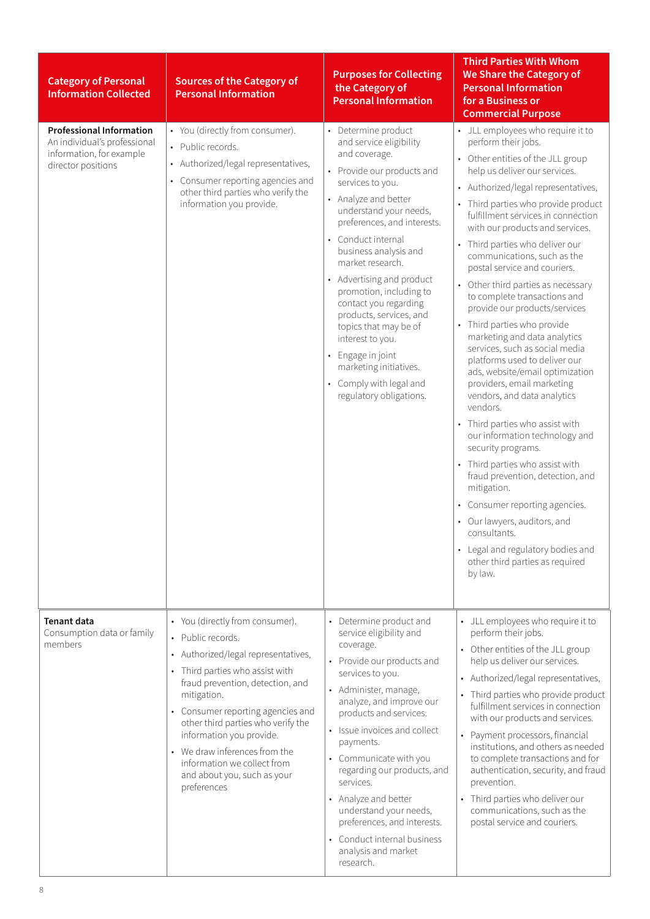| Category of Personal Information Collected | Sources of the Category of Personal Information | Purposes for Collecting the Category of Personal Information | Third Parties With Whom We Share the Category of Personal Information for a Business or Commercial Purpose |
|---|---|---|---|
| **Professional Information** An individual's professional information, for example director positions | • You (directly from consumer).<br>• Public records.<br>• Authorized/legal representatives,<br>• Consumer reporting agencies and other third parties who verify the information you provide. | • Determine product and service eligibility and coverage.<br>• Provide our products and services to you.<br>• Analyze and better understand your needs, preferences, and interests.<br>• Conduct internal business analysis and market research.<br>• Advertising and product promotion, including to contact you regarding products, services, and topics that may be of interest to you.<br>• Engage in joint marketing initiatives.<br>• Comply with legal and regulatory obligations. | • JLL employees who require it to perform their jobs.<br>• Other entities of the JLL group help us deliver our services.<br>• Authorized/legal representatives,<br>• Third parties who provide product fulfillment services in connection with our products and services.<br>• Third parties who deliver our communications, such as the postal service and couriers.<br>• Other third parties as necessary to complete transactions and provide our products/services<br>• Third parties who provide marketing and data analytics services, such as social media platforms used to deliver our ads, website/email optimization providers, email marketing vendors, and data analytics vendors.<br>• Third parties who assist with our information technology and security programs.<br>• Third parties who assist with fraud prevention, detection, and mitigation.<br>• Consumer reporting agencies.<br>• Our lawyers, auditors, and consultants.<br>• Legal and regulatory bodies and other third parties as required by law. |
| **Tenant data** Consumption data or family members | • You (directly from consumer).<br>• Public records.<br>• Authorized/legal representatives,<br>• Third parties who assist with fraud prevention, detection, and mitigation.<br>• Consumer reporting agencies and other third parties who verify the information you provide.<br>• We draw inferences from the information we collect from and about you, such as your preferences | • Determine product and service eligibility and coverage.<br>• Provide our products and services to you.<br>• Administer, manage, analyze, and improve our products and services.<br>• Issue invoices and collect payments.<br>• Communicate with you regarding our products, and services.<br>• Analyze and better understand your needs, preferences, and interests.<br>• Conduct internal business analysis and market research. | • JLL employees who require it to perform their jobs.<br>• Other entities of the JLL group help us deliver our services.<br>• Authorized/legal representatives,<br>• Third parties who provide product fulfillment services in connection with our products and services.<br>• Payment processors, financial institutions, and others as needed to complete transactions and for authentication, security, and fraud prevention.<br>• Third parties who deliver our communications, such as the postal service and couriers. |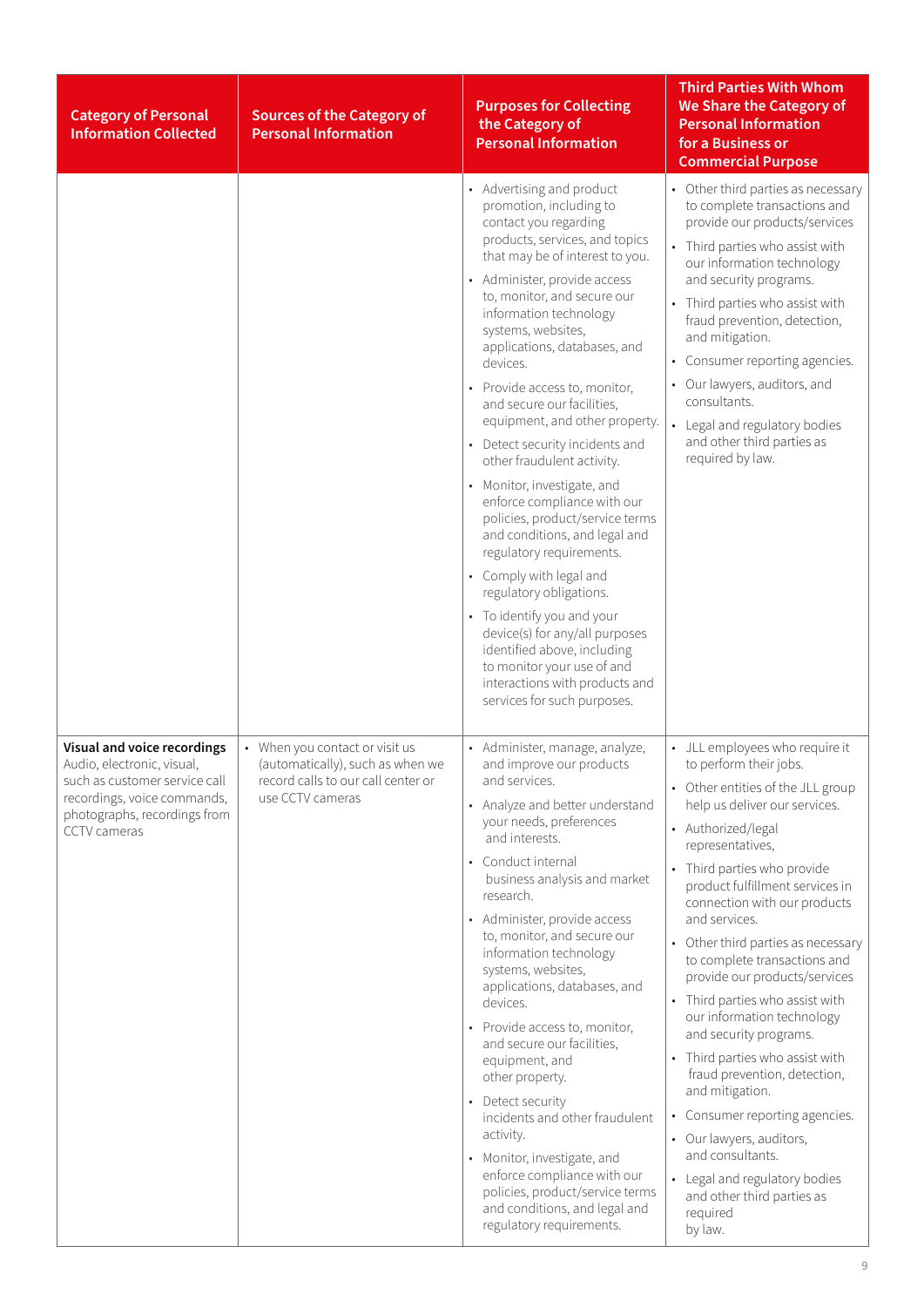| Category of Personal Information Collected | Sources of the Category of Personal Information | Purposes for Collecting the Category of Personal Information | Third Parties With Whom We Share the Category of Personal Information for a Business or Commercial Purpose |
|---|---|---|---|
| | | • Advertising and product promotion, including to contact you regarding products, services, and topics that may be of interest to you.<br>• Administer, provide access to, monitor, and secure our information technology systems, websites, applications, databases, and devices.<br>• Provide access to, monitor, and secure our facilities, equipment, and other property.<br>• Detect security incidents and other fraudulent activity.<br>• Monitor, investigate, and enforce compliance with our policies, product/service terms and conditions, and legal and regulatory requirements.<br>• Comply with legal and regulatory obligations.<br>• To identify you and your device(s) for any/all purposes identified above, including to monitor your use of and interactions with products and services for such purposes. | • Other third parties as necessary to complete transactions and provide our products/services<br>• Third parties who assist with our information technology and security programs.<br>• Third parties who assist with fraud prevention, detection, and mitigation.<br>• Consumer reporting agencies.<br>• Our lawyers, auditors, and consultants.<br>• Legal and regulatory bodies and other third parties as required by law. |
| **Visual and voice recordings** Audio, electronic, visual, such as customer service call recordings, voice commands, photographs, recordings from CCTV cameras | • When you contact or visit us (automatically), such as when we record calls to our call center or use CCTV cameras | • Administer, manage, analyze, and improve our products and services.<br>• Analyze and better understand your needs, preferences and interests.<br>• Conduct internal business analysis and market research.<br>• Administer, provide access to, monitor, and secure our information technology systems, websites, applications, databases, and devices.<br>• Provide access to, monitor, and secure our facilities, equipment, and other property.<br>• Detect security incidents and other fraudulent activity.<br>• Monitor, investigate, and enforce compliance with our policies, product/service terms and conditions, and legal and regulatory requirements. | • JLL employees who require it to perform their jobs.<br>• Other entities of the JLL group help us deliver our services.<br>• Authorized/legal representatives,<br>• Third parties who provide product fulfillment services in connection with our products and services.<br>• Other third parties as necessary to complete transactions and provide our products/services<br>• Third parties who assist with our information technology and security programs.<br>• Third parties who assist with fraud prevention, detection, and mitigation.<br>• Consumer reporting agencies.<br>• Our lawyers, auditors, and consultants.<br>• Legal and regulatory bodies and other third parties as required by law. |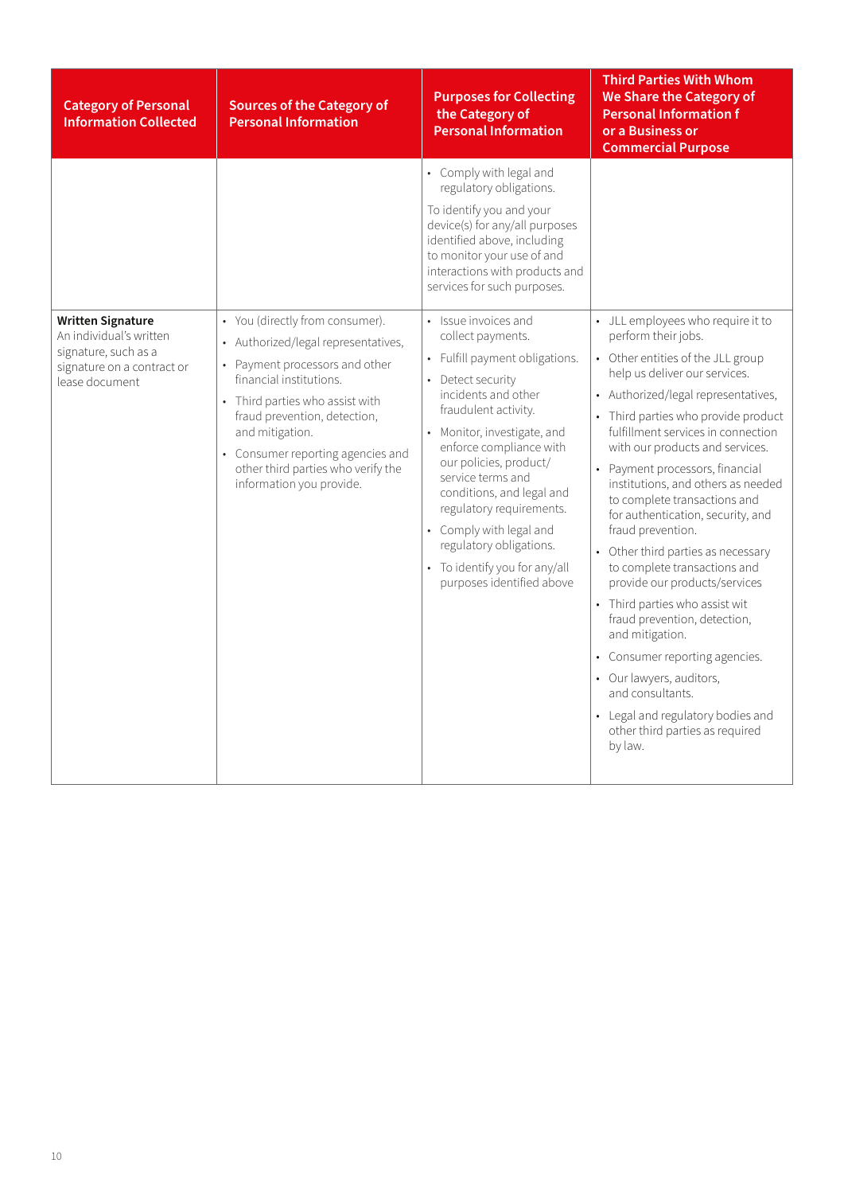| Category of Personal Information Collected | Sources of the Category of Personal Information | Purposes for Collecting the Category of Personal Information | Third Parties With Whom We Share the Category of Personal Information f or a Business or Commercial Purpose |
|---|---|---|---|
| | | • Comply with legal and regulatory obligations.<br>To identify you and your device(s) for any/all purposes identified above, including to monitor your use of and interactions with products and services for such purposes. | |
| **Written Signature**<br>An individual's written signature, such as a signature on a contract or lease document | • You (directly from consumer).<br>• Authorized/legal representatives,<br>• Payment processors and other financial institutions.<br>• Third parties who assist with fraud prevention, detection, and mitigation.<br>• Consumer reporting agencies and other third parties who verify the information you provide. | • Issue invoices and collect payments.<br>• Fulfill payment obligations.<br>• Detect security incidents and other fraudulent activity.<br>• Monitor, investigate, and enforce compliance with our policies, product/ service terms and conditions, and legal and regulatory requirements.<br>• Comply with legal and regulatory obligations.<br>• To identify you for any/all purposes identified above | • JLL employees who require it to perform their jobs.<br>• Other entities of the JLL group help us deliver our services.<br>• Authorized/legal representatives,<br>• Third parties who provide product fulfillment services in connection with our products and services.<br>• Payment processors, financial institutions, and others as needed to complete transactions and for authentication, security, and fraud prevention.<br>• Other third parties as necessary to complete transactions and provide our products/services<br>• Third parties who assist wit fraud prevention, detection, and mitigation.<br>• Consumer reporting agencies.<br>• Our lawyers, auditors, and consultants.<br>• Legal and regulatory bodies and other third parties as required by law. |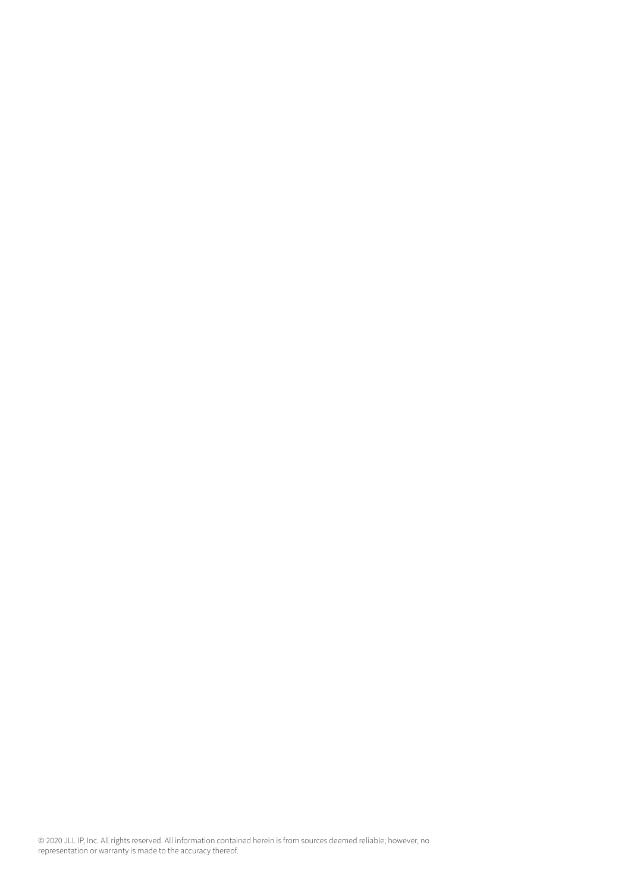© 2020 JLL IP, Inc. All rights reserved. All information contained herein is from sources deemed reliable; however, no representation or warranty is made to the accuracy thereof.